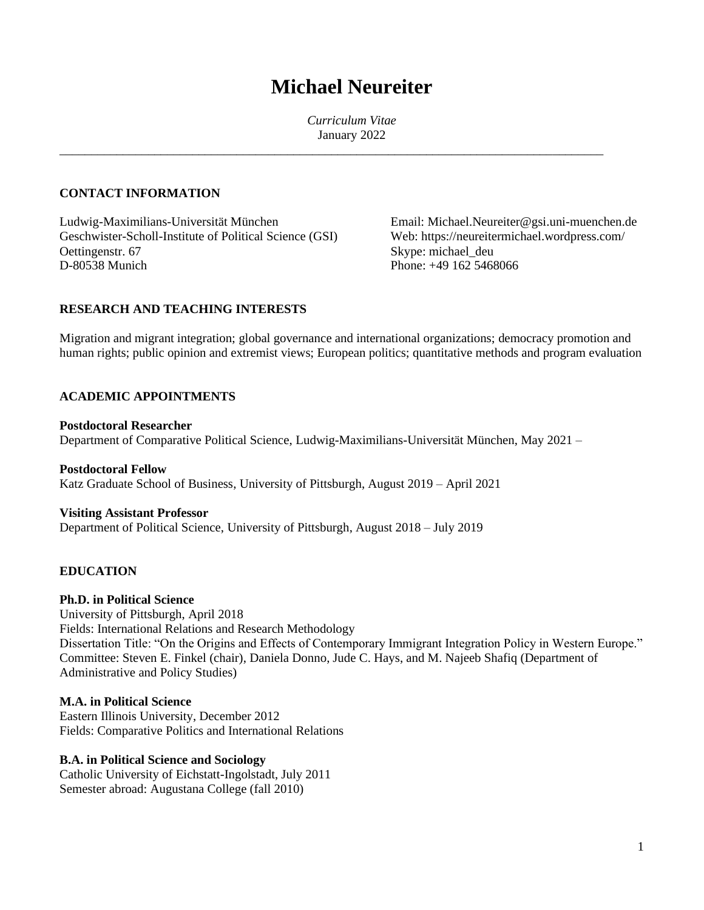# Michael Neureiter

*Curriculum Vitae*
January 2022

---

## CONTACT INFORMATION

Ludwig-Maximilians-Universität München
Geschwister-Scholl-Institute of Political Science (GSI)
Oettingenstr. 67
D-80538 Munich

Email: Michael.Neureiter@gsi.uni-muenchen.de
Web: https://neureitermichael.wordpress.com/
Skype: michael_deu
Phone: +49 162 5468066

## RESEARCH AND TEACHING INTERESTS

Migration and migrant integration; global governance and international organizations; democracy promotion and human rights; public opinion and extremist views; European politics; quantitative methods and program evaluation

## ACADEMIC APPOINTMENTS

**Postdoctoral Researcher**
Department of Comparative Political Science, Ludwig-Maximilians-Universität München, May 2021 –

**Postdoctoral Fellow**
Katz Graduate School of Business, University of Pittsburgh, August 2019 – April 2021

**Visiting Assistant Professor**
Department of Political Science, University of Pittsburgh, August 2018 – July 2019

## EDUCATION

**Ph.D. in Political Science**
University of Pittsburgh, April 2018
Fields: International Relations and Research Methodology
Dissertation Title: "On the Origins and Effects of Contemporary Immigrant Integration Policy in Western Europe."
Committee: Steven E. Finkel (chair), Daniela Donno, Jude C. Hays, and M. Najeeb Shafiq (Department of Administrative and Policy Studies)

**M.A. in Political Science**
Eastern Illinois University, December 2012
Fields: Comparative Politics and International Relations

**B.A. in Political Science and Sociology**
Catholic University of Eichstatt-Ingolstadt, July 2011
Semester abroad: Augustana College (fall 2010)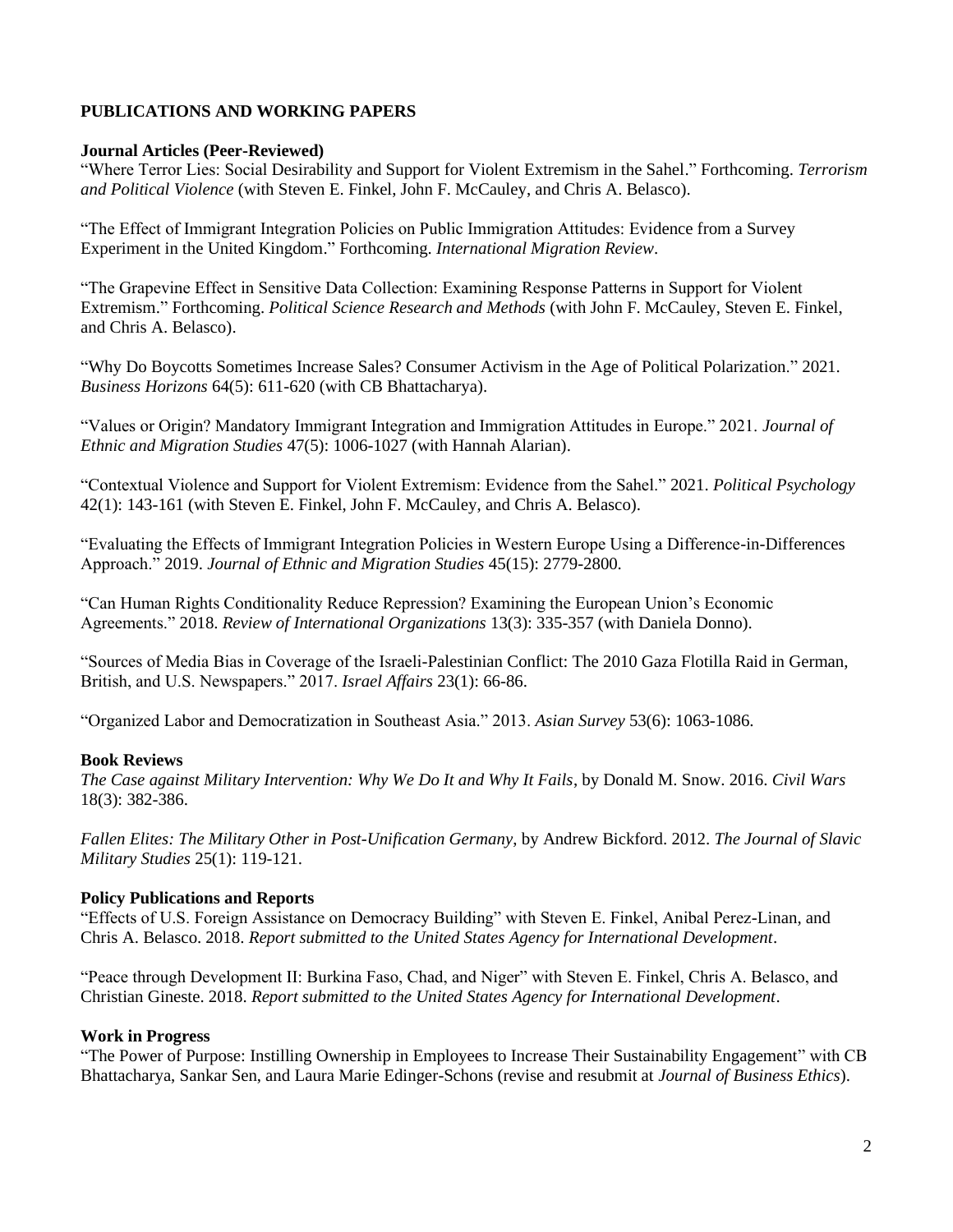## PUBLICATIONS AND WORKING PAPERS

### Journal Articles (Peer-Reviewed)

"Where Terror Lies: Social Desirability and Support for Violent Extremism in the Sahel." Forthcoming. *Terrorism and Political Violence* (with Steven E. Finkel, John F. McCauley, and Chris A. Belasco).

"The Effect of Immigrant Integration Policies on Public Immigration Attitudes: Evidence from a Survey Experiment in the United Kingdom." Forthcoming. *International Migration Review*.

"The Grapevine Effect in Sensitive Data Collection: Examining Response Patterns in Support for Violent Extremism." Forthcoming. *Political Science Research and Methods* (with John F. McCauley, Steven E. Finkel, and Chris A. Belasco).

"Why Do Boycotts Sometimes Increase Sales? Consumer Activism in the Age of Political Polarization." 2021. *Business Horizons* 64(5): 611-620 (with CB Bhattacharya).

"Values or Origin? Mandatory Immigrant Integration and Immigration Attitudes in Europe." 2021. *Journal of Ethnic and Migration Studies* 47(5): 1006-1027 (with Hannah Alarian).

"Contextual Violence and Support for Violent Extremism: Evidence from the Sahel." 2021. *Political Psychology* 42(1): 143-161 (with Steven E. Finkel, John F. McCauley, and Chris A. Belasco).

"Evaluating the Effects of Immigrant Integration Policies in Western Europe Using a Difference-in-Differences Approach." 2019. *Journal of Ethnic and Migration Studies* 45(15): 2779-2800.

"Can Human Rights Conditionality Reduce Repression? Examining the European Union's Economic Agreements." 2018. *Review of International Organizations* 13(3): 335-357 (with Daniela Donno).

"Sources of Media Bias in Coverage of the Israeli-Palestinian Conflict: The 2010 Gaza Flotilla Raid in German, British, and U.S. Newspapers." 2017. *Israel Affairs* 23(1): 66-86.

"Organized Labor and Democratization in Southeast Asia." 2013. *Asian Survey* 53(6): 1063-1086.

### Book Reviews

*The Case against Military Intervention: Why We Do It and Why It Fails*, by Donald M. Snow. 2016. *Civil Wars* 18(3): 382-386.

*Fallen Elites: The Military Other in Post-Unification Germany*, by Andrew Bickford. 2012. *The Journal of Slavic Military Studies* 25(1): 119-121.

### Policy Publications and Reports

"Effects of U.S. Foreign Assistance on Democracy Building" with Steven E. Finkel, Anibal Perez-Linan, and Chris A. Belasco. 2018. *Report submitted to the United States Agency for International Development*.

"Peace through Development II: Burkina Faso, Chad, and Niger" with Steven E. Finkel, Chris A. Belasco, and Christian Gineste. 2018. *Report submitted to the United States Agency for International Development*.

### Work in Progress

"The Power of Purpose: Instilling Ownership in Employees to Increase Their Sustainability Engagement" with CB Bhattacharya, Sankar Sen, and Laura Marie Edinger-Schons (revise and resubmit at *Journal of Business Ethics*).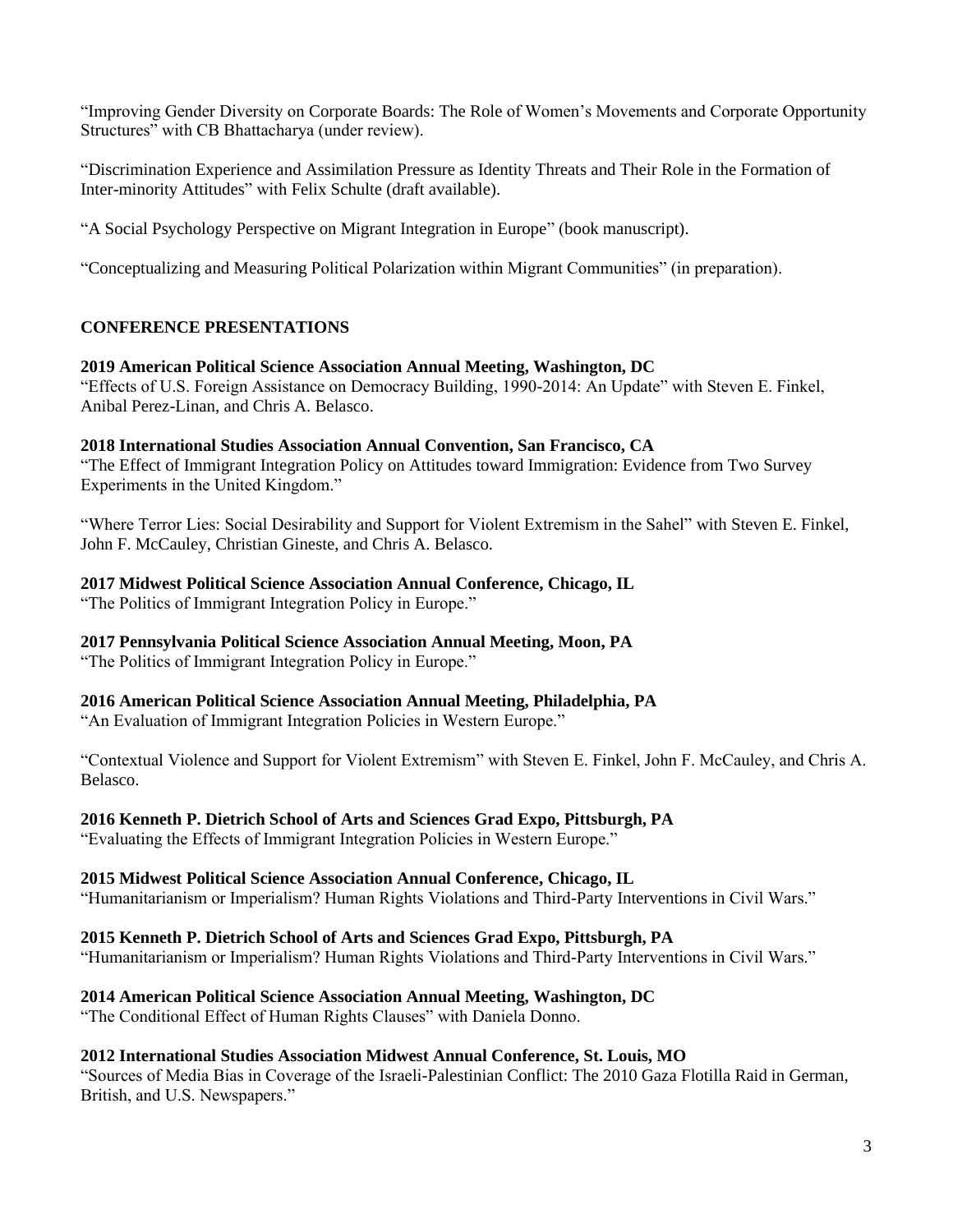"Improving Gender Diversity on Corporate Boards: The Role of Women's Movements and Corporate Opportunity Structures" with CB Bhattacharya (under review).

"Discrimination Experience and Assimilation Pressure as Identity Threats and Their Role in the Formation of Inter-minority Attitudes" with Felix Schulte (draft available).

"A Social Psychology Perspective on Migrant Integration in Europe" (book manuscript).

"Conceptualizing and Measuring Political Polarization within Migrant Communities" (in preparation).

## CONFERENCE PRESENTATIONS

**2019 American Political Science Association Annual Meeting, Washington, DC**
"Effects of U.S. Foreign Assistance on Democracy Building, 1990-2014: An Update" with Steven E. Finkel, Anibal Perez-Linan, and Chris A. Belasco.

**2018 International Studies Association Annual Convention, San Francisco, CA**
"The Effect of Immigrant Integration Policy on Attitudes toward Immigration: Evidence from Two Survey Experiments in the United Kingdom."

"Where Terror Lies: Social Desirability and Support for Violent Extremism in the Sahel" with Steven E. Finkel, John F. McCauley, Christian Gineste, and Chris A. Belasco.

**2017 Midwest Political Science Association Annual Conference, Chicago, IL**
"The Politics of Immigrant Integration Policy in Europe."

**2017 Pennsylvania Political Science Association Annual Meeting, Moon, PA**
"The Politics of Immigrant Integration Policy in Europe."

**2016 American Political Science Association Annual Meeting, Philadelphia, PA**
"An Evaluation of Immigrant Integration Policies in Western Europe."

"Contextual Violence and Support for Violent Extremism" with Steven E. Finkel, John F. McCauley, and Chris A. Belasco.

**2016 Kenneth P. Dietrich School of Arts and Sciences Grad Expo, Pittsburgh, PA**
"Evaluating the Effects of Immigrant Integration Policies in Western Europe."

**2015 Midwest Political Science Association Annual Conference, Chicago, IL**
"Humanitarianism or Imperialism? Human Rights Violations and Third-Party Interventions in Civil Wars."

**2015 Kenneth P. Dietrich School of Arts and Sciences Grad Expo, Pittsburgh, PA**
"Humanitarianism or Imperialism? Human Rights Violations and Third-Party Interventions in Civil Wars."

**2014 American Political Science Association Annual Meeting, Washington, DC**
"The Conditional Effect of Human Rights Clauses" with Daniela Donno.

**2012 International Studies Association Midwest Annual Conference, St. Louis, MO**
"Sources of Media Bias in Coverage of the Israeli-Palestinian Conflict: The 2010 Gaza Flotilla Raid in German, British, and U.S. Newspapers."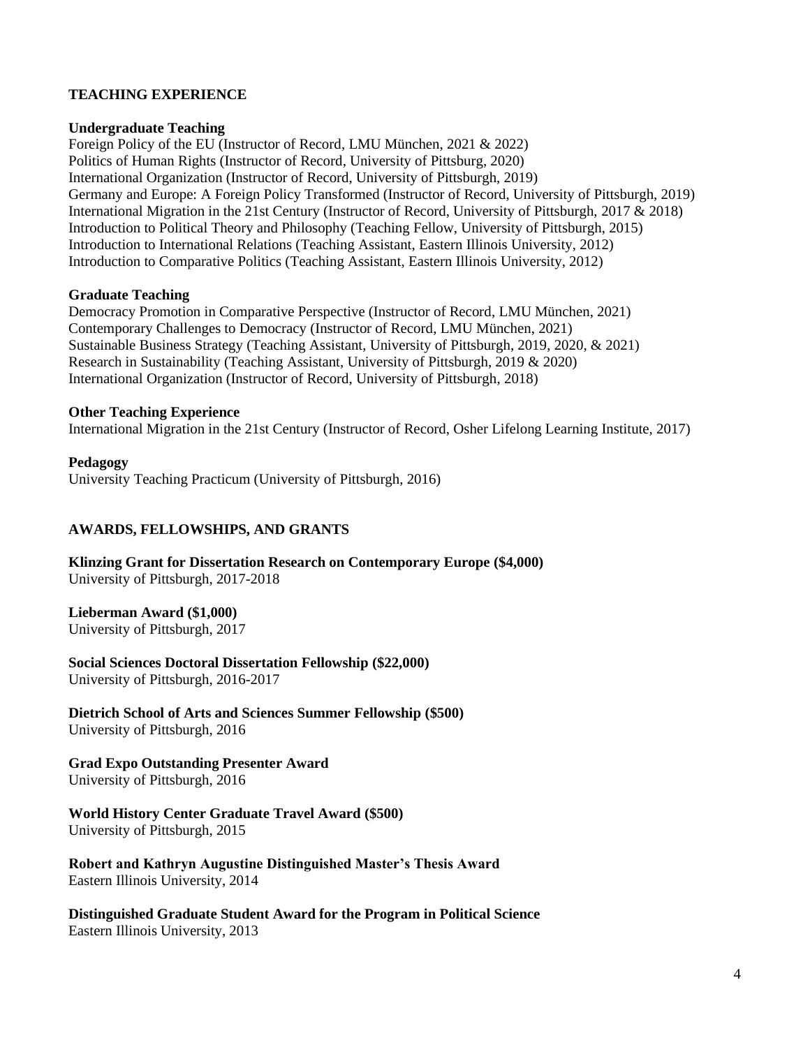## TEACHING EXPERIENCE

### Undergraduate Teaching

Foreign Policy of the EU (Instructor of Record, LMU München, 2021 & 2022)
Politics of Human Rights (Instructor of Record, University of Pittsburg, 2020)
International Organization (Instructor of Record, University of Pittsburgh, 2019)
Germany and Europe: A Foreign Policy Transformed (Instructor of Record, University of Pittsburgh, 2019)
International Migration in the 21st Century (Instructor of Record, University of Pittsburgh, 2017 & 2018)
Introduction to Political Theory and Philosophy (Teaching Fellow, University of Pittsburgh, 2015)
Introduction to International Relations (Teaching Assistant, Eastern Illinois University, 2012)
Introduction to Comparative Politics (Teaching Assistant, Eastern Illinois University, 2012)

### Graduate Teaching

Democracy Promotion in Comparative Perspective (Instructor of Record, LMU München, 2021)
Contemporary Challenges to Democracy (Instructor of Record, LMU München, 2021)
Sustainable Business Strategy (Teaching Assistant, University of Pittsburgh, 2019, 2020, & 2021)
Research in Sustainability (Teaching Assistant, University of Pittsburgh, 2019 & 2020)
International Organization (Instructor of Record, University of Pittsburgh, 2018)

### Other Teaching Experience

International Migration in the 21st Century (Instructor of Record, Osher Lifelong Learning Institute, 2017)

### Pedagogy

University Teaching Practicum (University of Pittsburgh, 2016)

## AWARDS, FELLOWSHIPS, AND GRANTS

**Klinzing Grant for Dissertation Research on Contemporary Europe ($4,000)**
University of Pittsburgh, 2017-2018

**Lieberman Award ($1,000)**
University of Pittsburgh, 2017

**Social Sciences Doctoral Dissertation Fellowship ($22,000)**
University of Pittsburgh, 2016-2017

**Dietrich School of Arts and Sciences Summer Fellowship ($500)**
University of Pittsburgh, 2016

**Grad Expo Outstanding Presenter Award**
University of Pittsburgh, 2016

**World History Center Graduate Travel Award ($500)**
University of Pittsburgh, 2015

**Robert and Kathryn Augustine Distinguished Master's Thesis Award**
Eastern Illinois University, 2014

**Distinguished Graduate Student Award for the Program in Political Science**
Eastern Illinois University, 2013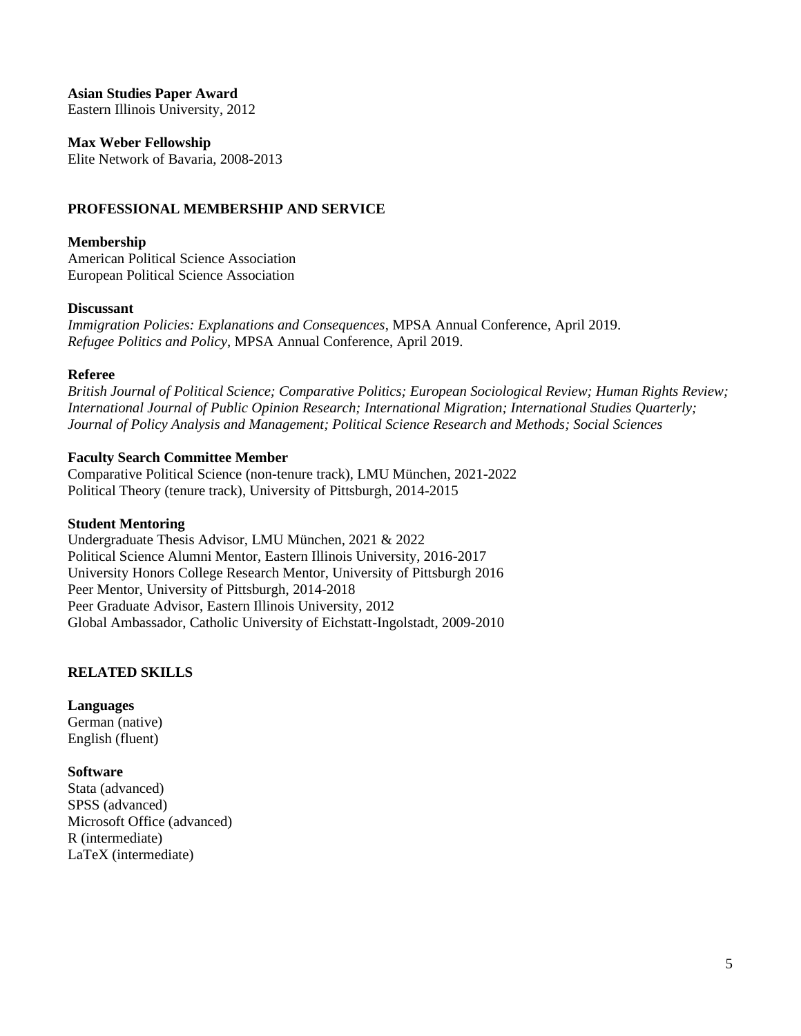**Asian Studies Paper Award**
Eastern Illinois University, 2012

**Max Weber Fellowship**
Elite Network of Bavaria, 2008-2013

## PROFESSIONAL MEMBERSHIP AND SERVICE

**Membership**
American Political Science Association
European Political Science Association

**Discussant**
*Immigration Policies: Explanations and Consequences*, MPSA Annual Conference, April 2019.
*Refugee Politics and Policy*, MPSA Annual Conference, April 2019.

**Referee**
*British Journal of Political Science; Comparative Politics; European Sociological Review; Human Rights Review; International Journal of Public Opinion Research; International Migration; International Studies Quarterly; Journal of Policy Analysis and Management; Political Science Research and Methods; Social Sciences*

**Faculty Search Committee Member**
Comparative Political Science (non-tenure track), LMU München, 2021-2022
Political Theory (tenure track), University of Pittsburgh, 2014-2015

**Student Mentoring**
Undergraduate Thesis Advisor, LMU München, 2021 & 2022
Political Science Alumni Mentor, Eastern Illinois University, 2016-2017
University Honors College Research Mentor, University of Pittsburgh 2016
Peer Mentor, University of Pittsburgh, 2014-2018
Peer Graduate Advisor, Eastern Illinois University, 2012
Global Ambassador, Catholic University of Eichstatt-Ingolstadt, 2009-2010

## RELATED SKILLS

**Languages**
German (native)
English (fluent)

**Software**
Stata (advanced)
SPSS (advanced)
Microsoft Office (advanced)
R (intermediate)
LaTeX (intermediate)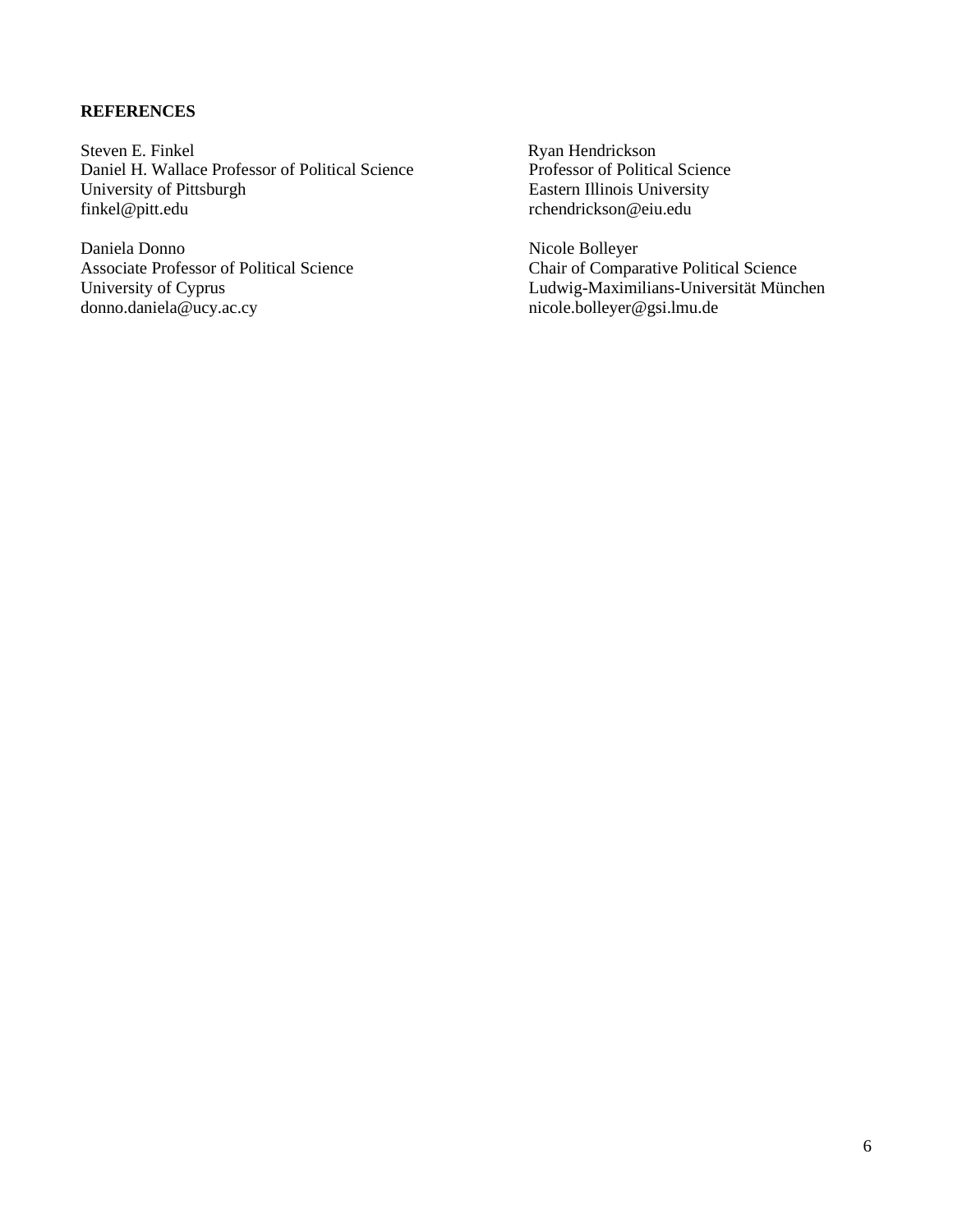**REFERENCES**

Steven E. Finkel
Daniel H. Wallace Professor of Political Science
University of Pittsburgh
finkel@pitt.edu

Ryan Hendrickson
Professor of Political Science
Eastern Illinois University
rchendrickson@eiu.edu

Daniela Donno
Associate Professor of Political Science
University of Cyprus
donno.daniela@ucy.ac.cy

Nicole Bolleyer
Chair of Comparative Political Science
Ludwig-Maximilians-Universität München
nicole.bolleyer@gsi.lmu.de